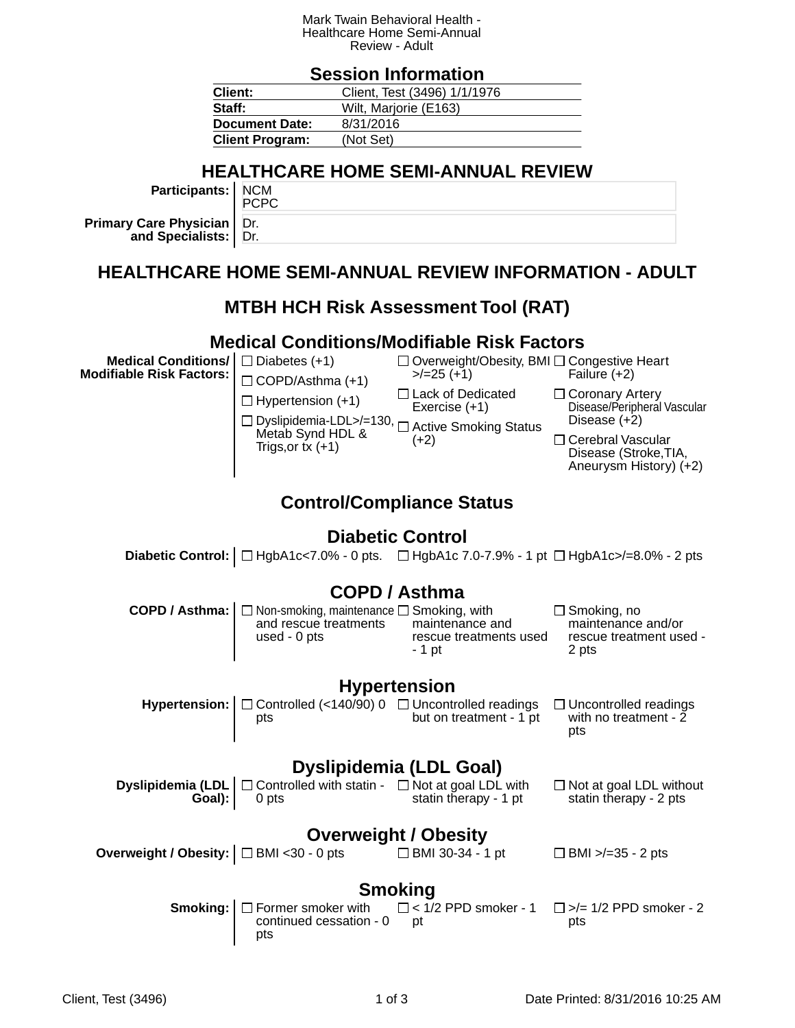Mark Twain Behavioral Health - Healthcare Home Semi-Annual Review - Adult

## Session Information

| | |
|---|---|
| **Client:** | Client, Test (3496) 1/1/1976 |
| **Staff:** | Wilt, Marjorie (E163) |
| **Document Date:** | 8/31/2016 |
| **Client Program:** | (Not Set) |

## HEALTHCARE HOME SEMI-ANNUAL REVIEW

**Participants:** NCM
PCPC

**Primary Care Physician and Specialists:** Dr.
Dr.

## HEALTHCARE HOME SEMI-ANNUAL REVIEW INFORMATION - ADULT

## MTBH HCH Risk Assessment Tool (RAT)

### Medical Conditions/Modifiable Risk Factors

**Medical Conditions/ Modifiable Risk Factors:**

- ☐ Diabetes (+1)
- ☐ COPD/Asthma (+1)
- ☐ Hypertension (+1)
- ☐ Dyslipidemia-LDL>/=130, Metab Synd HDL & Trigs,or tx (+1)
- ☐ Overweight/Obesity, BMI >/=25 (+1)
- ☐ Lack of Dedicated Exercise (+1)
- ☐ Active Smoking Status (+2)
- ☐ Congestive Heart Failure (+2)
- ☐ Coronary Artery Disease/Peripheral Vascular Disease (+2)
- ☐ Cerebral Vascular Disease (Stroke,TIA, Aneurysm History) (+2)

### Control/Compliance Status

### Diabetic Control

**Diabetic Control:** ☐ HgbA1c<7.0% - 0 pts. ☐ HgbA1c 7.0-7.9% - 1 pt ☐ HgbA1c>/=8.0% - 2 pts

### COPD / Asthma

**COPD / Asthma:** ☐ Non-smoking, maintenance and rescue treatments used - 0 pts ☐ Smoking, with maintenance and rescue treatments used - 1 pt ☐ Smoking, no maintenance and/or rescue treatment used - 2 pts

### Hypertension

**Hypertension:** ☐ Controlled (<140/90) 0 pts ☐ Uncontrolled readings but on treatment - 1 pt ☐ Uncontrolled readings with no treatment - 2 pts

### Dyslipidemia (LDL Goal)

**Dyslipidemia (LDL Goal):** ☐ Controlled with statin - 0 pts ☐ Not at goal LDL with statin therapy - 1 pt ☐ Not at goal LDL without statin therapy - 2 pts

### Overweight / Obesity

**Overweight / Obesity:** ☐ BMI <30 - 0 pts ☐ BMI 30-34 - 1 pt ☐ BMI >/=35 - 2 pts

### Smoking

**Smoking:** ☐ Former smoker with continued cessation - 0 pts ☐ < 1/2 PPD smoker - 1 pt ☐ >/= 1/2 PPD smoker - 2 pts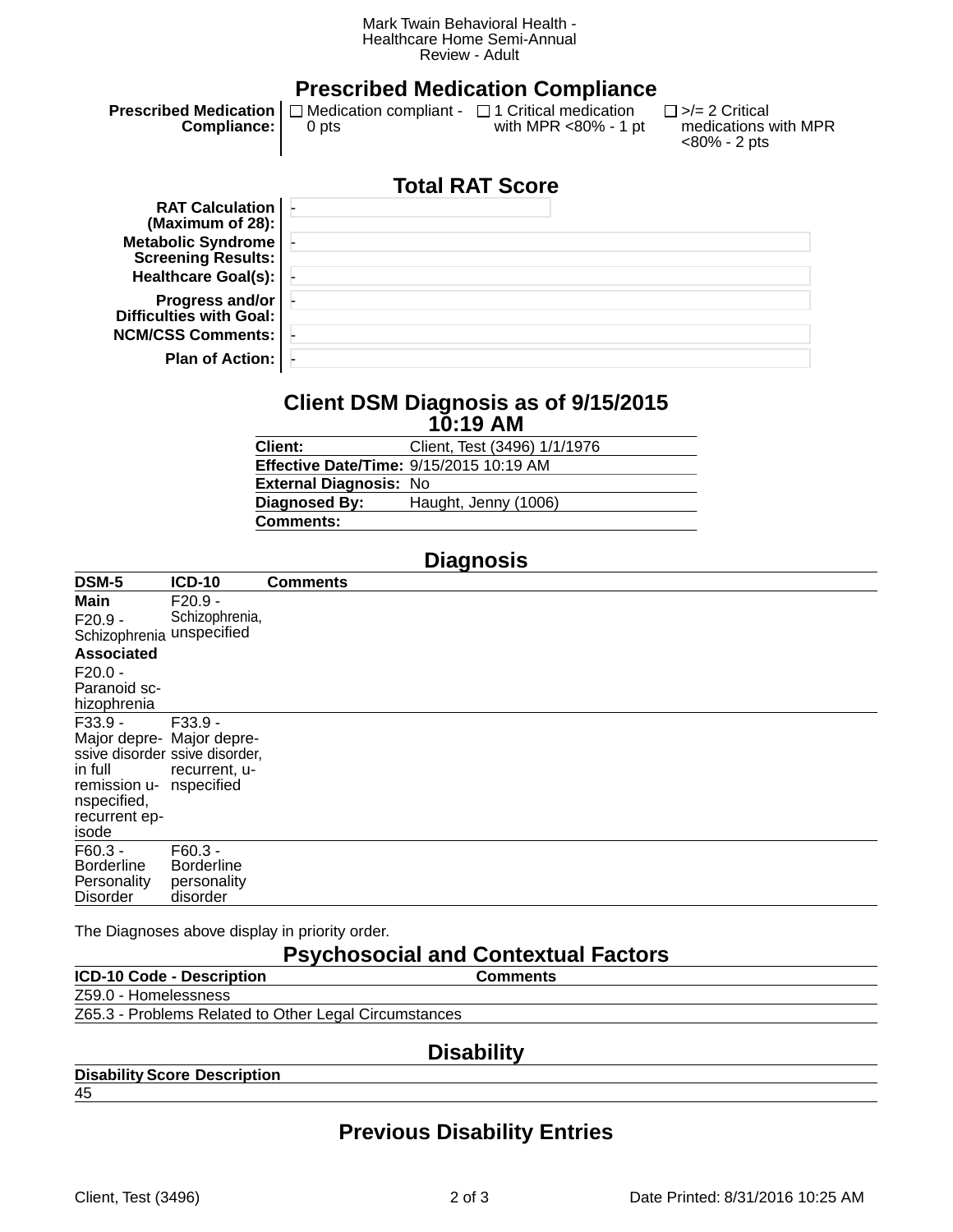## Prescribed Medication Compliance

**Prescribed Medication Compliance:** ☐ Medication compliant - 0 pts ☐ 1 Critical medication with MPR <80% - 1 pt ☐ >/= 2 Critical medications with MPR <80% - 2 pts

## Total RAT Score

**RAT Calculation (Maximum of 28):** -

**Metabolic Syndrome Screening Results:** -

**Healthcare Goal(s):** -

**Progress and/or Difficulties with Goal:** -

**NCM/CSS Comments:** -

**Plan of Action:** -

## Client DSM Diagnosis as of 9/15/2015 10:19 AM

| | |
|---|---|
| **Client:** | Client, Test (3496) 1/1/1976 |
| **Effective Date/Time:** | 9/15/2015 10:19 AM |
| **External Diagnosis:** | No |
| **Diagnosed By:** | Haught, Jenny (1006) |
| **Comments:** | |

## Diagnosis

| DSM-5 | ICD-10 | Comments |
|---|---|---|
| **Main** F20.9 - Schizophrenia **Associated** F20.0 - Paranoid schizophrenia | F20.9 - Schizophrenia, unspecified | |
| F33.9 - Major depressive disorder in full remission unspecified, recurrent episode | F33.9 - Major depressive disorder, recurrent, unspecified | |
| F60.3 - Borderline Personality Disorder | F60.3 - Borderline personality disorder | |

The Diagnoses above display in priority order.

## Psychosocial and Contextual Factors

| ICD-10 Code - Description | Comments |
|---|---|
| Z59.0 - Homelessness | |
| Z65.3 - Problems Related to Other Legal Circumstances | |

## Disability

| Disability Score | Description |
|---|---|
| 45 | |

## Previous Disability Entries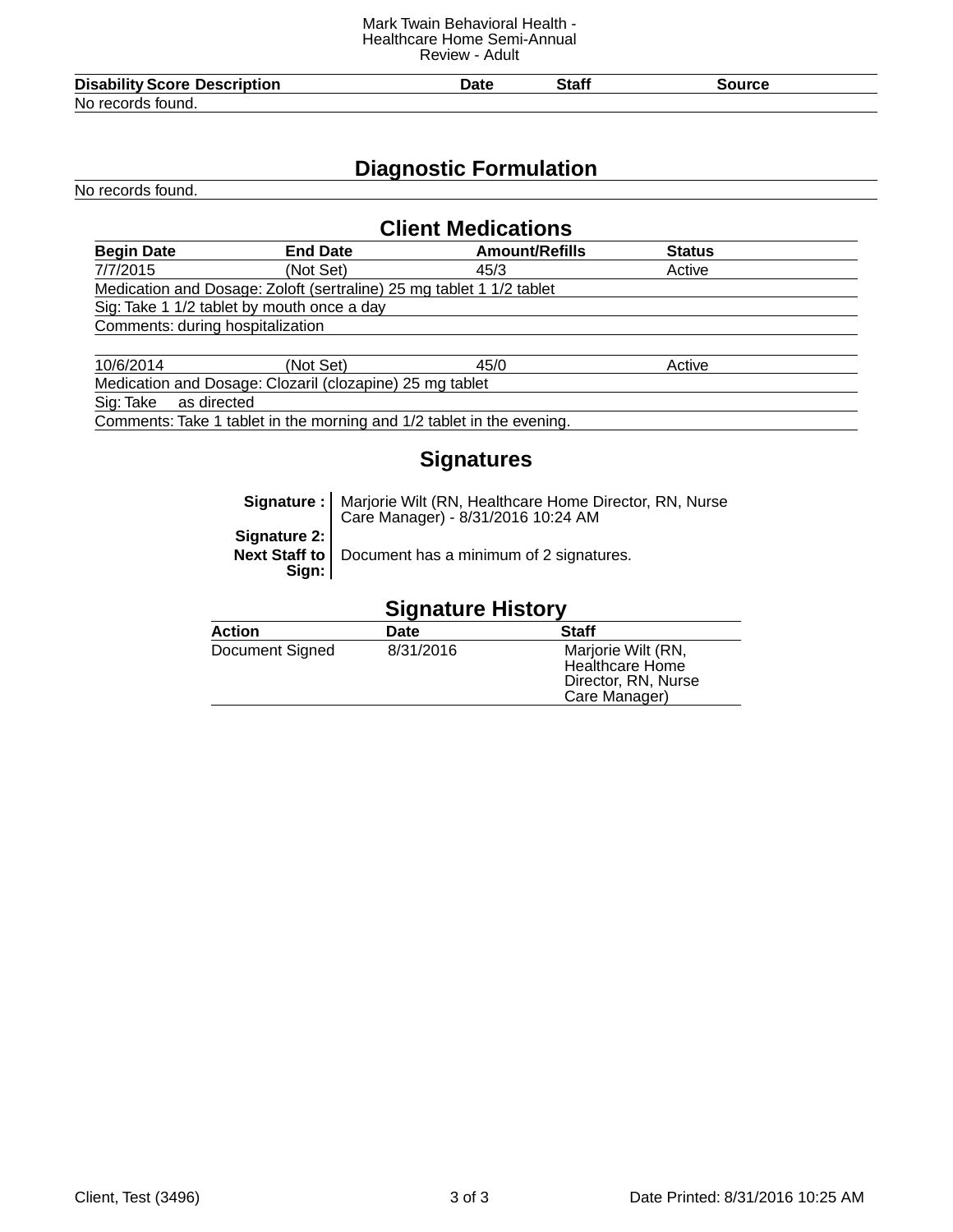| Disability | Score | Description | Date | Staff | Source |
|---|---|---|---|---|---|
| No records found. | | | | | |

## Diagnostic Formulation

No records found.

## Client Medications

| Begin Date | End Date | Amount/Refills | Status |
|---|---|---|---|
| 7/7/2015 | (Not Set) | 45/3 | Active |
| Medication and Dosage: Zoloft (sertraline) 25 mg tablet 1 1/2 tablet | | | |
| Sig: Take 1 1/2 tablet by mouth once a day | | | |
| Comments: during hospitalization | | | |
| 10/6/2014 | (Not Set) | 45/0 | Active |
| Medication and Dosage: Clozaril (clozapine) 25 mg tablet | | | |
| Sig: Take as directed | | | |
| Comments: Take 1 tablet in the morning and 1/2 tablet in the evening. | | | |

## Signatures

**Signature :** Marjorie Wilt (RN, Healthcare Home Director, RN, Nurse Care Manager) - 8/31/2016 10:24 AM

**Signature 2:**

**Next Staff to Sign:** Document has a minimum of 2 signatures.

## Signature History

| Action | Date | Staff |
|---|---|---|
| Document Signed | 8/31/2016 | Marjorie Wilt (RN, Healthcare Home Director, RN, Nurse Care Manager) |